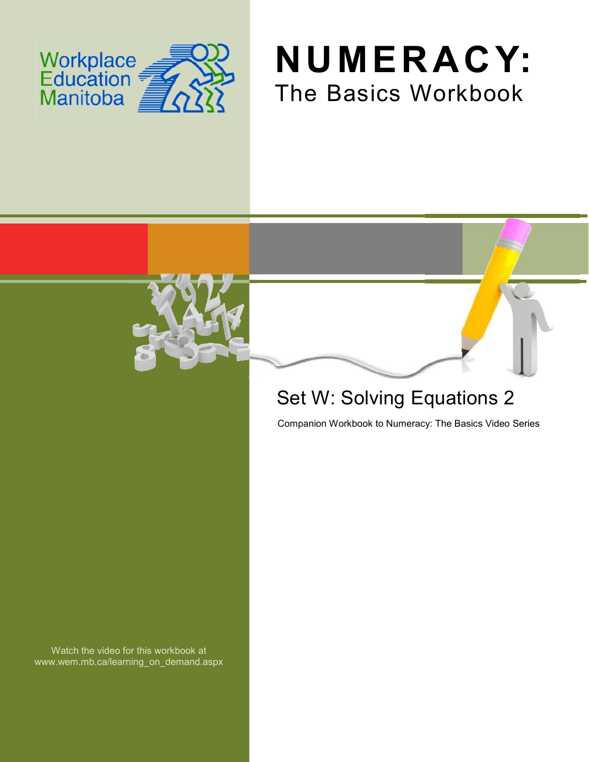Workplace Education Manitoba

# NUMERACY:

## The Basics Workbook

### Set W: Solving Equations 2

Companion Workbook to Numeracy: The Basics Video Series

Watch the video for this workbook at www.wem.mb.ca/learning_on_demand.aspx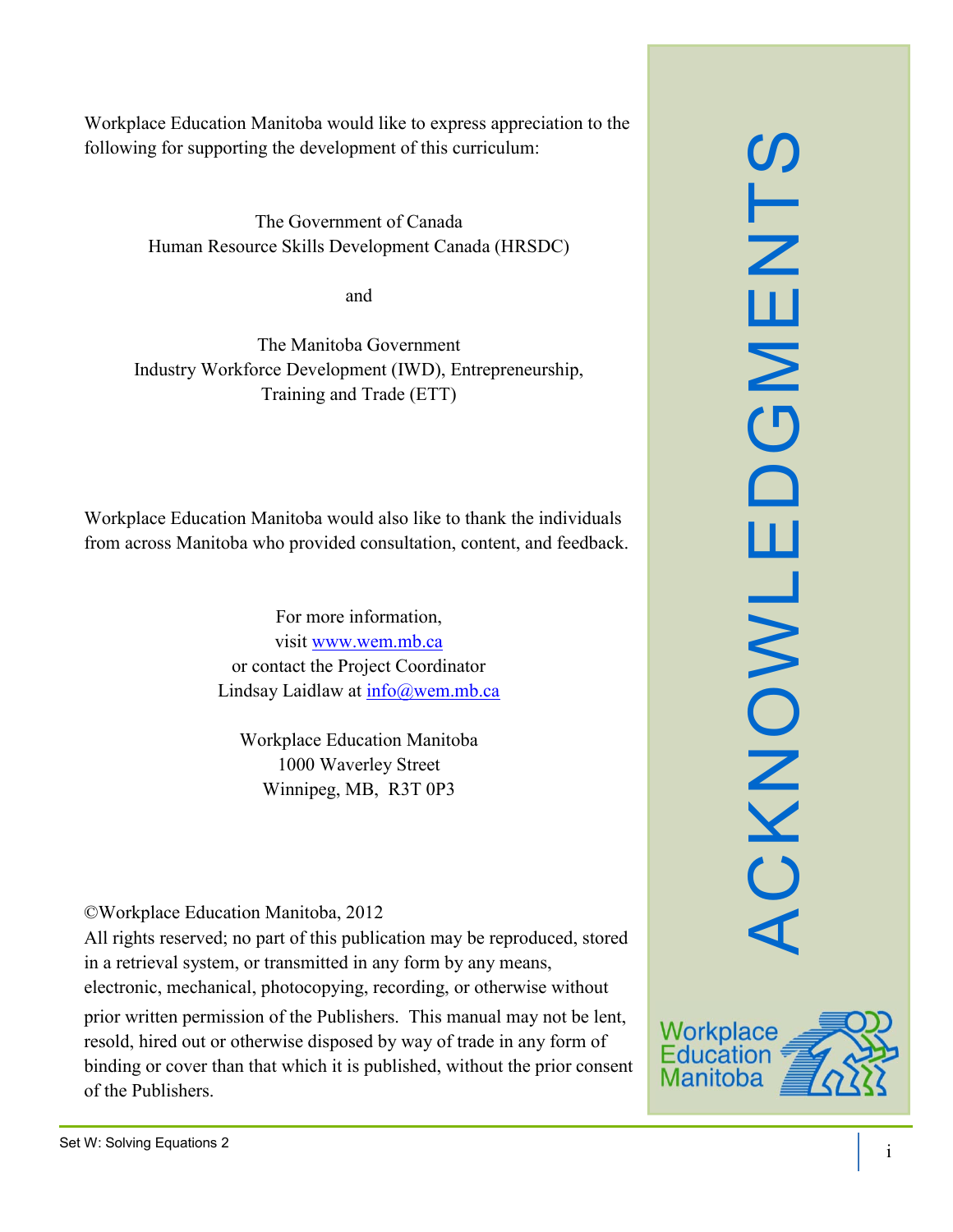# ACKNOWLEDGMENTS

Workplace Education Manitoba would like to express appreciation to the following for supporting the development of this curriculum:

The Government of Canada
Human Resource Skills Development Canada (HRSDC)

and

The Manitoba Government
Industry Workforce Development (IWD), Entrepreneurship, Training and Trade (ETT)

Workplace Education Manitoba would also like to thank the individuals from across Manitoba who provided consultation, content, and feedback.

For more information,
visit www.wem.mb.ca
or contact the Project Coordinator
Lindsay Laidlaw at info@wem.mb.ca

Workplace Education Manitoba
1000 Waverley Street
Winnipeg, MB, R3T 0P3

©Workplace Education Manitoba, 2012
All rights reserved; no part of this publication may be reproduced, stored in a retrieval system, or transmitted in any form by any means, electronic, mechanical, photocopying, recording, or otherwise without prior written permission of the Publishers. This manual may not be lent, resold, hired out or otherwise disposed by way of trade in any form of binding or cover than that which it is published, without the prior consent of the Publishers.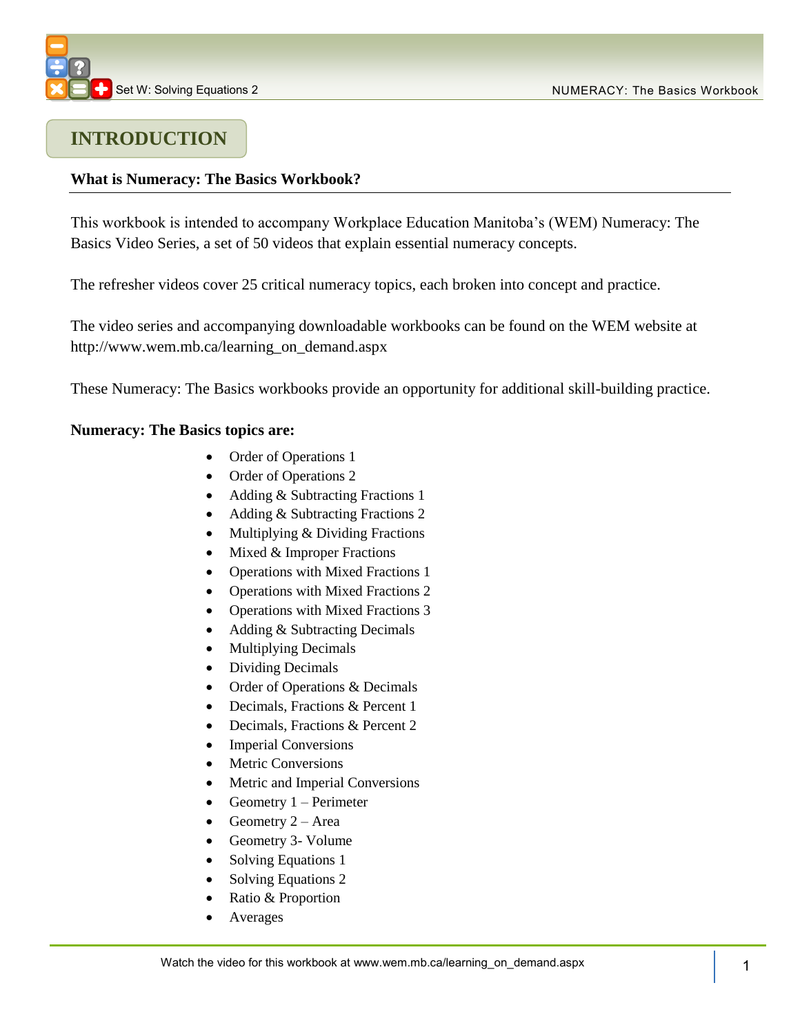# INTRODUCTION

**What is Numeracy: The Basics Workbook?**

This workbook is intended to accompany Workplace Education Manitoba's (WEM) Numeracy: The Basics Video Series, a set of 50 videos that explain essential numeracy concepts.

The refresher videos cover 25 critical numeracy topics, each broken into concept and practice.

The video series and accompanying downloadable workbooks can be found on the WEM website at http://www.wem.mb.ca/learning_on_demand.aspx

These Numeracy: The Basics workbooks provide an opportunity for additional skill-building practice.

**Numeracy: The Basics topics are:**

- Order of Operations 1
- Order of Operations 2
- Adding & Subtracting Fractions 1
- Adding & Subtracting Fractions 2
- Multiplying & Dividing Fractions
- Mixed & Improper Fractions
- Operations with Mixed Fractions 1
- Operations with Mixed Fractions 2
- Operations with Mixed Fractions 3
- Adding & Subtracting Decimals
- Multiplying Decimals
- Dividing Decimals
- Order of Operations & Decimals
- Decimals, Fractions & Percent 1
- Decimals, Fractions & Percent 2
- Imperial Conversions
- Metric Conversions
- Metric and Imperial Conversions
- Geometry 1 – Perimeter
- Geometry 2 – Area
- Geometry 3- Volume
- Solving Equations 1
- Solving Equations 2
- Ratio & Proportion
- Averages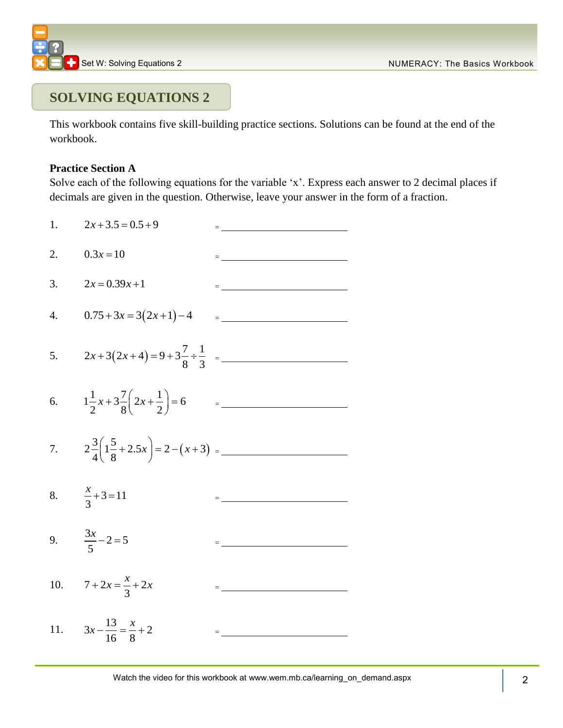# SOLVING EQUATIONS 2

This workbook contains five skill-building practice sections. Solutions can be found at the end of the workbook.

**Practice Section A**

Solve each of the following equations for the variable 'x'. Express each answer to 2 decimal places if decimals are given in the question. Otherwise, leave your answer in the form of a fraction.

1. $2x + 3.5 = 0.5 + 9$ = ______________

2. $0.3x = 10$ = ______________

3. $2x = 0.39x + 1$ = ______________

4. $0.75 + 3x = 3(2x+1) - 4$ = ______________

5. $2x + 3(2x+4) = 9 + 3\frac{7}{8} \div \frac{1}{3}$ = ______________

6. $1\frac{1}{2}x + 3\frac{7}{8}\left(2x + \frac{1}{2}\right) = 6$ = ______________

7. $2\frac{3}{4}\left(1\frac{5}{8} + 2.5x\right) = 2 - (x+3)$ = ______________

8. $\frac{x}{3} + 3 = 11$ = ______________

9. $\frac{3x}{5} - 2 = 5$ = ______________

10. $7 + 2x = \frac{x}{3} + 2x$ = ______________

11. $3x - \frac{13}{16} = \frac{x}{8} + 2$ = ______________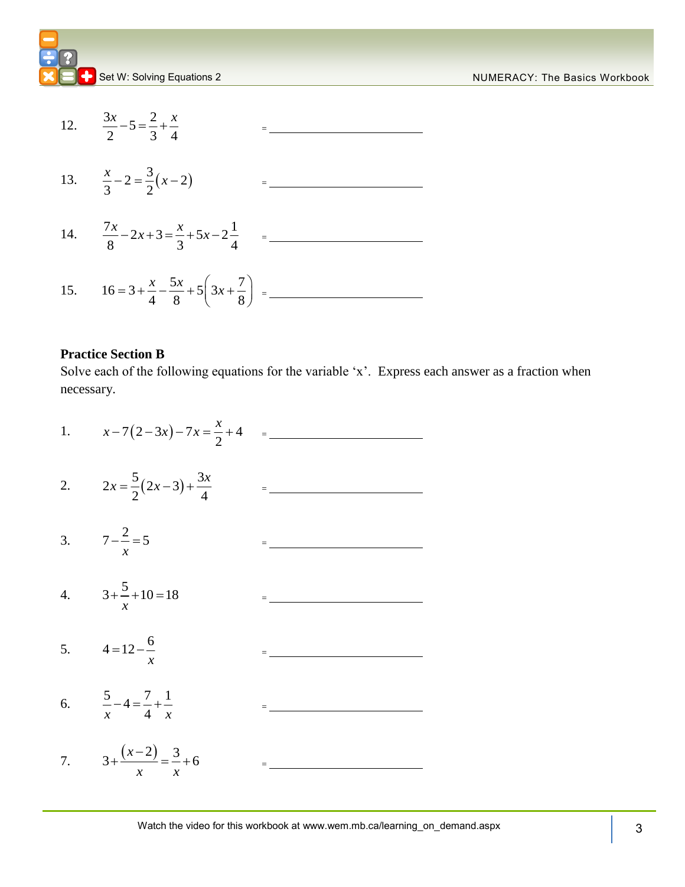12. $\frac{3x}{2} - 5 = \frac{2}{3} + \frac{x}{4}$ = \_\_\_\_\_\_\_\_\_\_\_\_\_\_\_\_\_\_\_\_

13. $\frac{x}{3} - 2 = \frac{3}{2}(x-2)$ = \_\_\_\_\_\_\_\_\_\_\_\_\_\_\_\_\_\_\_\_

14. $\frac{7x}{8} - 2x + 3 = \frac{x}{3} + 5x - 2\frac{1}{4}$ = \_\_\_\_\_\_\_\_\_\_\_\_\_\_\_\_\_\_\_\_

15. $16 = 3 + \frac{x}{4} - \frac{5x}{8} + 5\left(3x + \frac{7}{8}\right)$ = \_\_\_\_\_\_\_\_\_\_\_\_\_\_\_\_\_\_\_\_

**Practice Section B**

Solve each of the following equations for the variable 'x'. Express each answer as a fraction when necessary.

1. $x - 7(2-3x) - 7x = \frac{x}{2} + 4$ = \_\_\_\_\_\_\_\_\_\_\_\_\_\_\_\_\_\_\_\_

2. $2x = \frac{5}{2}(2x-3) + \frac{3x}{4}$ = \_\_\_\_\_\_\_\_\_\_\_\_\_\_\_\_\_\_\_\_

3. $7 - \frac{2}{x} = 5$ = \_\_\_\_\_\_\_\_\_\_\_\_\_\_\_\_\_\_\_\_

4. $3 + \frac{5}{x} + 10 = 18$ = \_\_\_\_\_\_\_\_\_\_\_\_\_\_\_\_\_\_\_\_

5. $4 = 12 - \frac{6}{x}$ = \_\_\_\_\_\_\_\_\_\_\_\_\_\_\_\_\_\_\_\_

6. $\frac{5}{x} - 4 = \frac{7}{4} + \frac{1}{x}$ = \_\_\_\_\_\_\_\_\_\_\_\_\_\_\_\_\_\_\_\_

7. $3 + \frac{(x-2)}{x} = \frac{3}{x} + 6$ = \_\_\_\_\_\_\_\_\_\_\_\_\_\_\_\_\_\_\_\_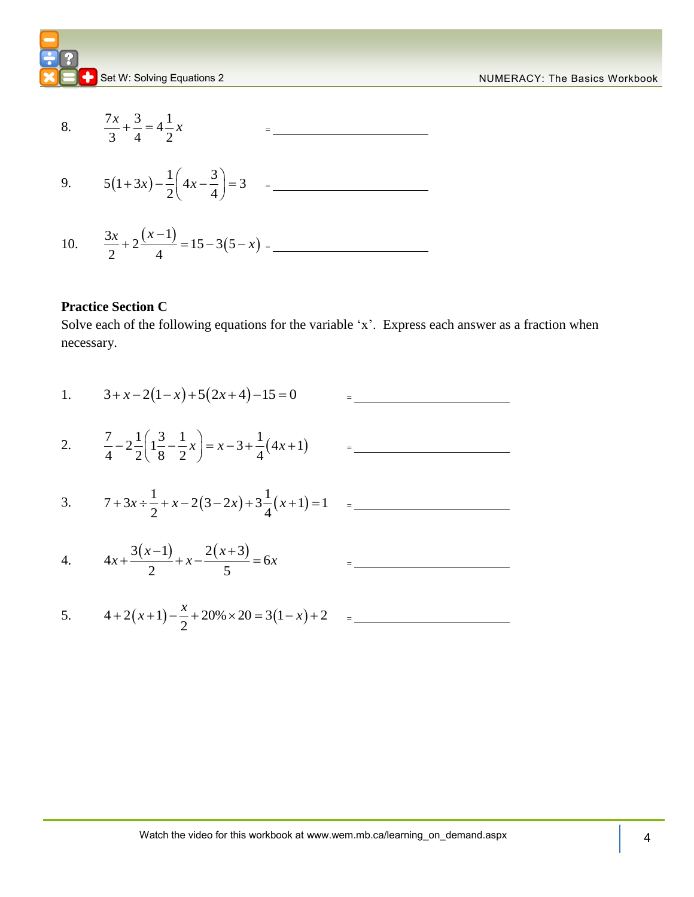8. $\frac{7x}{3}+\frac{3}{4}=4\frac{1}{2}x$ = ______________________

9. $5(1+3x)-\frac{1}{2}\left(4x-\frac{3}{4}\right)=3$ = ______________________

10. $\frac{3x}{2}+2\frac{(x-1)}{4}=15-3(5-x)$ = ______________________

**Practice Section C**

Solve each of the following equations for the variable 'x'. Express each answer as a fraction when necessary.

1. $3+x-2(1-x)+5(2x+4)-15=0$ = ______________________

2. $\frac{7}{4}-2\frac{1}{2}\left(1\frac{3}{8}-\frac{1}{2}x\right)=x-3+\frac{1}{4}(4x+1)$ = ______________________

3. $7+3x\div\frac{1}{2}+x-2(3-2x)+3\frac{1}{4}(x+1)=1$ = ______________________

4. $4x+\frac{3(x-1)}{2}+x-\frac{2(x+3)}{5}=6x$ = ______________________

5. $4+2(x+1)-\frac{x}{2}+20\%\times 20=3(1-x)+2$ = ______________________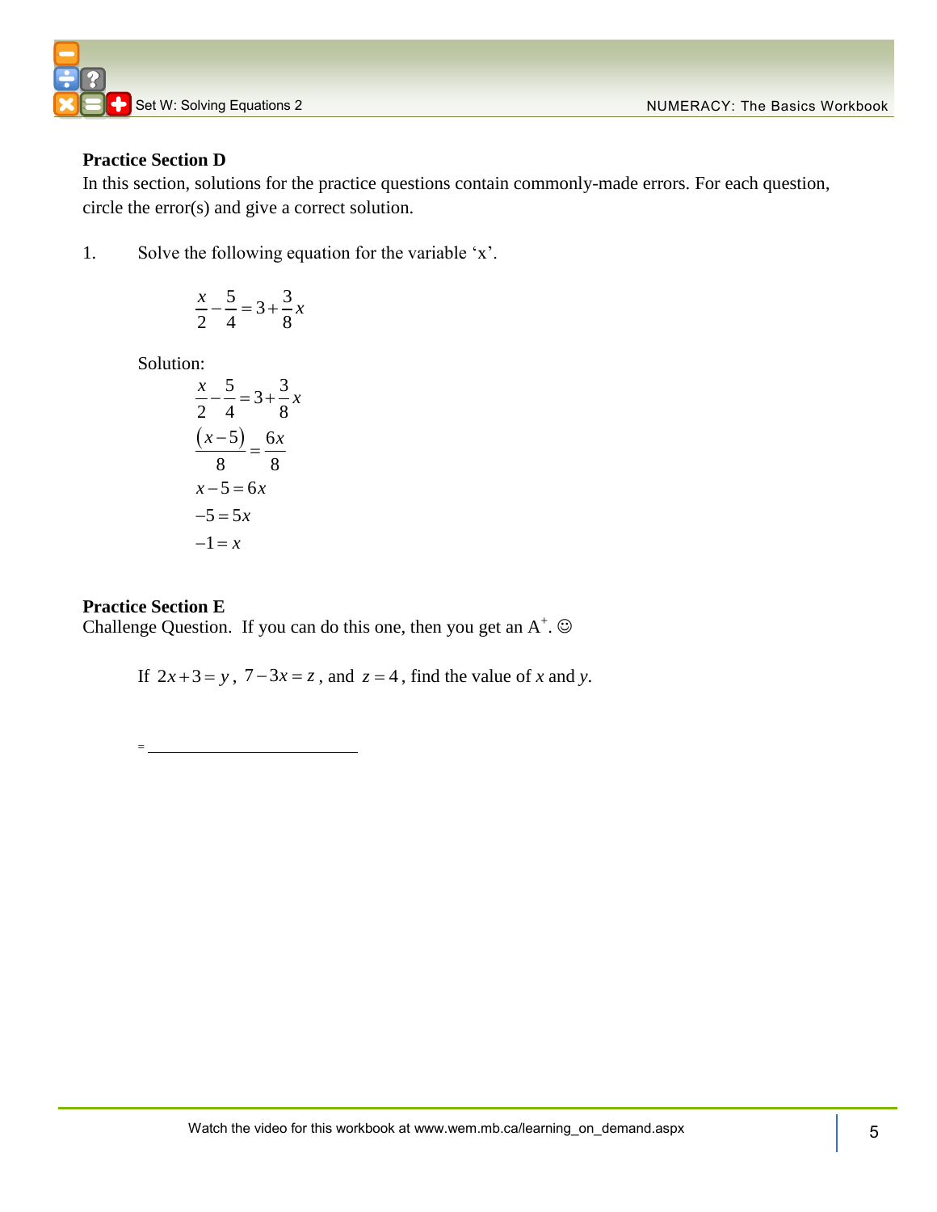### Practice Section D

In this section, solutions for the practice questions contain commonly-made errors. For each question, circle the error(s) and give a correct solution.

1. Solve the following equation for the variable 'x'.

$$\frac{x}{2}-\frac{5}{4}=3+\frac{3}{8}x$$

Solution:

$$\frac{x}{2}-\frac{5}{4}=3+\frac{3}{8}x$$

$$\frac{(x-5)}{8}=\frac{6x}{8}$$

$$x-5=6x$$

$$-5=5x$$

$$-1=x$$

### Practice Section E

Challenge Question. If you can do this one, then you get an A$^{+}$. ☺

If $2x+3=y$, $7-3x=z$, and $z=4$, find the value of $x$ and $y$.

= ______________________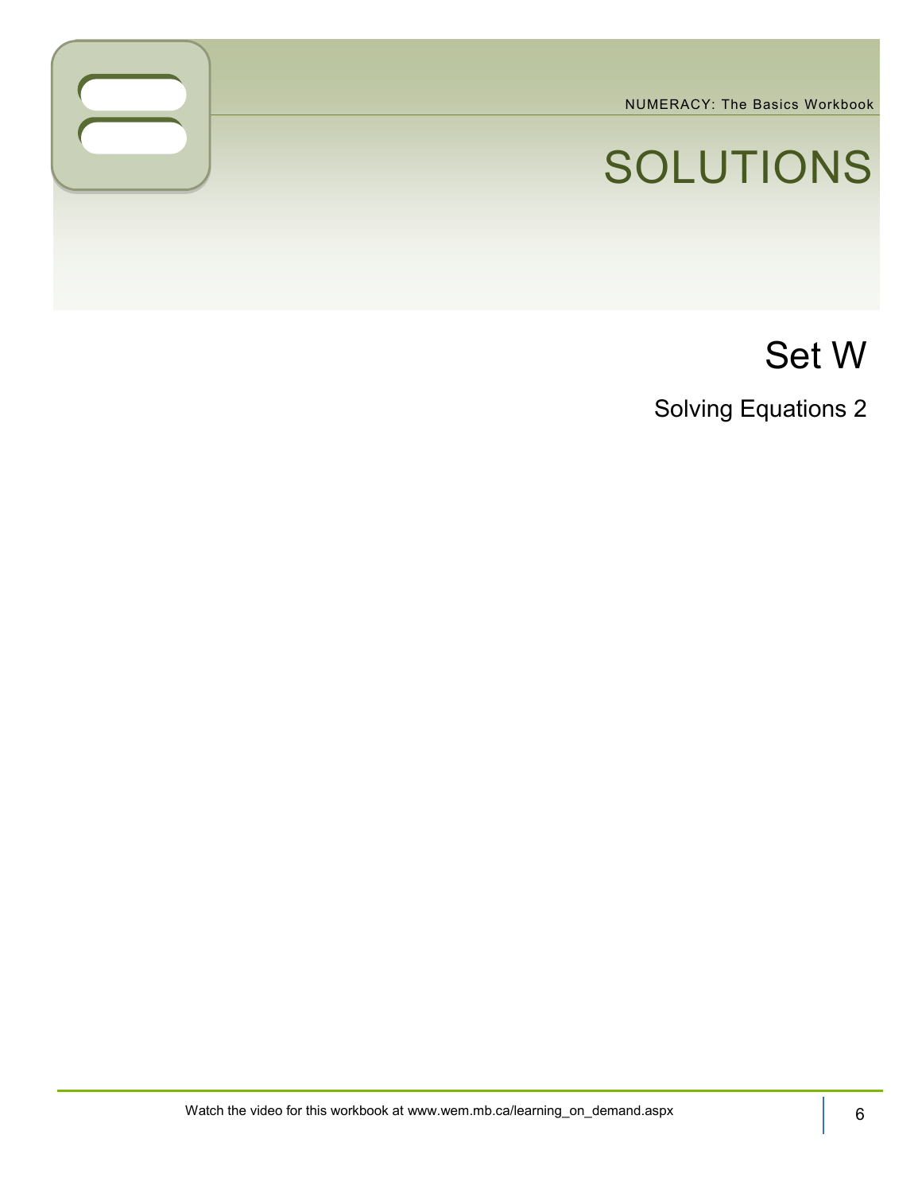# SOLUTIONS

## Set W

### Solving Equations 2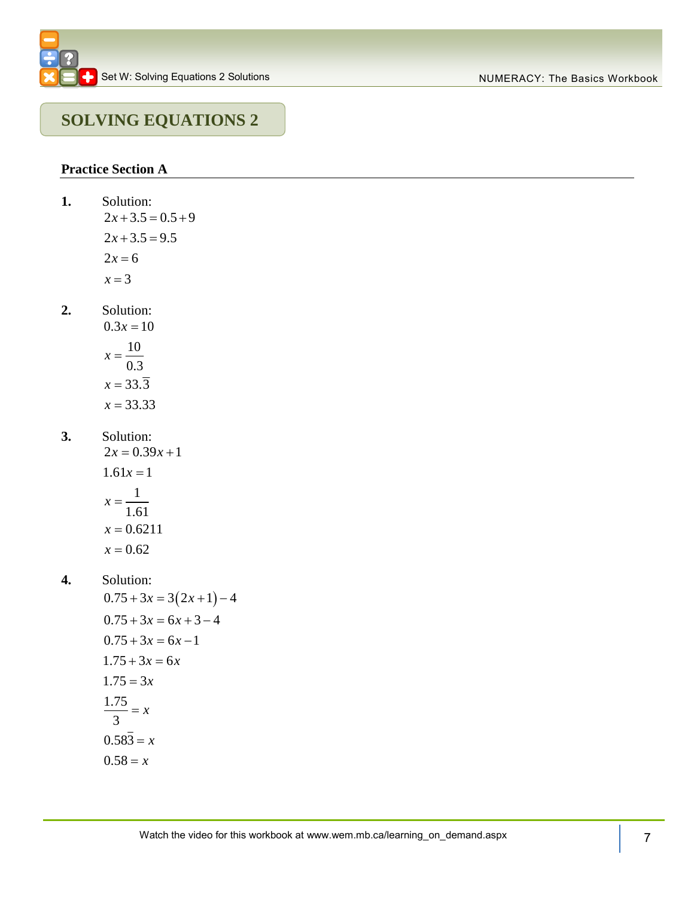# SOLVING EQUATIONS 2

## Practice Section A

**1.** Solution:

$$2x + 3.5 = 0.5 + 9$$
$$2x + 3.5 = 9.5$$
$$2x = 6$$
$$x = 3$$

**2.** Solution:

$$0.3x = 10$$
$$x = \frac{10}{0.3}$$
$$x = 33.\overline{3}$$
$$x = 33.33$$

**3.** Solution:

$$2x = 0.39x + 1$$
$$1.61x = 1$$
$$x = \frac{1}{1.61}$$
$$x = 0.6211$$
$$x = 0.62$$

**4.** Solution:

$$0.75 + 3x = 3(2x + 1) - 4$$
$$0.75 + 3x = 6x + 3 - 4$$
$$0.75 + 3x = 6x - 1$$
$$1.75 + 3x = 6x$$
$$1.75 = 3x$$
$$\frac{1.75}{3} = x$$
$$0.58\overline{3} = x$$
$$0.58 = x$$

Watch the video for this workbook at www.wem.mb.ca/learning_on_demand.aspx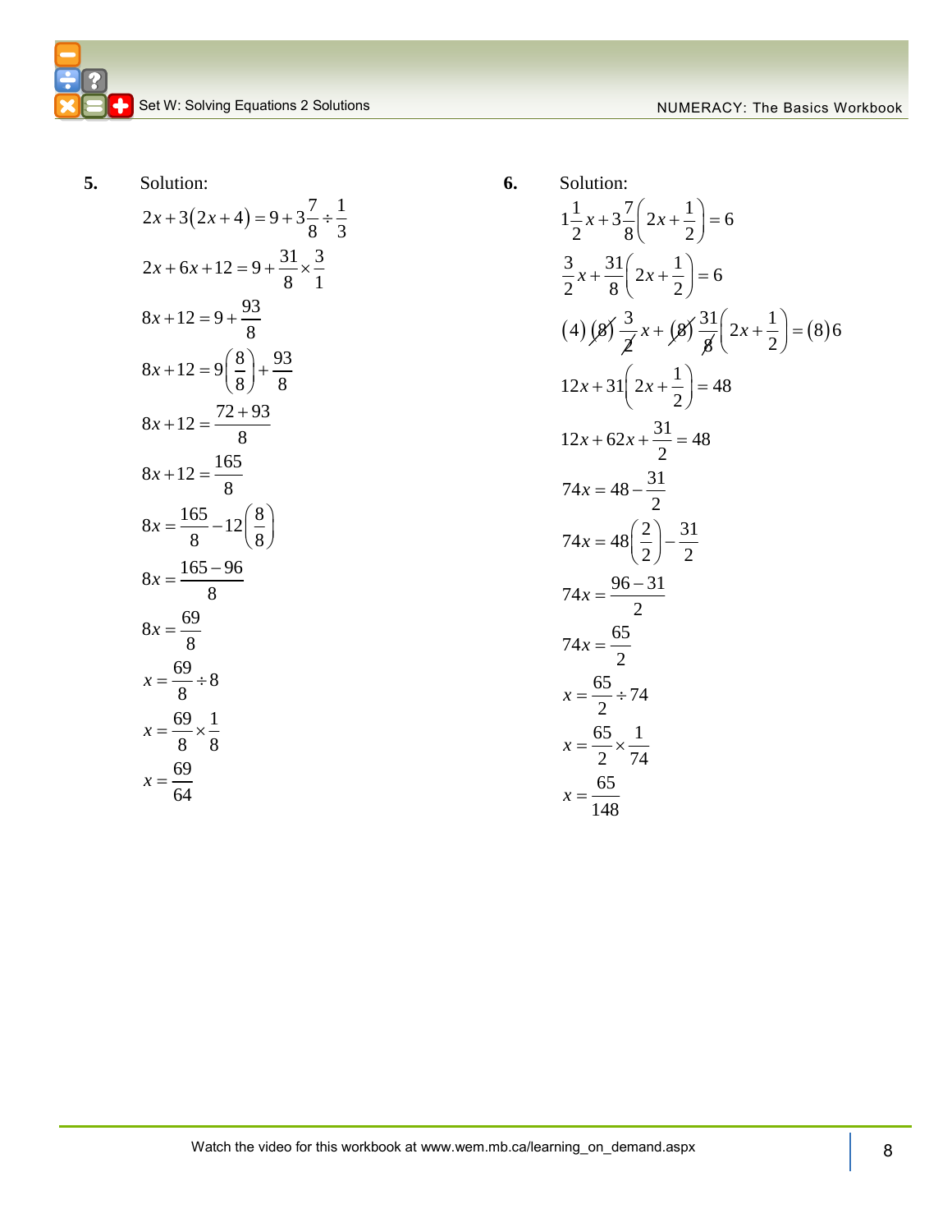**5.** Solution:

$$2x+3(2x+4)=9+3\frac{7}{8}\div\frac{1}{3}$$

$$2x+6x+12=9+\frac{31}{8}\times\frac{3}{1}$$

$$8x+12=9+\frac{93}{8}$$

$$8x+12=9\left(\frac{8}{8}\right)+\frac{93}{8}$$

$$8x+12=\frac{72+93}{8}$$

$$8x+12=\frac{165}{8}$$

$$8x=\frac{165}{8}-12\left(\frac{8}{8}\right)$$

$$8x=\frac{165-96}{8}$$

$$8x=\frac{69}{8}$$

$$x=\frac{69}{8}\div 8$$

$$x=\frac{69}{8}\times\frac{1}{8}$$

$$x=\frac{69}{64}$$

**6.** Solution:

$$1\frac{1}{2}x+3\frac{7}{8}\left(2x+\frac{1}{2}\right)=6$$

$$\frac{3}{2}x+\frac{31}{8}\left(2x+\frac{1}{2}\right)=6$$

$$(4)\cancel{(8)}\frac{3}{\cancel{2}}x+\cancel{(8)}\frac{31}{\cancel{8}}\left(2x+\frac{1}{2}\right)=(8)6$$

$$12x+31\left(2x+\frac{1}{2}\right)=48$$

$$12x+62x+\frac{31}{2}=48$$

$$74x=48-\frac{31}{2}$$

$$74x=48\left(\frac{2}{2}\right)-\frac{31}{2}$$

$$74x=\frac{96-31}{2}$$

$$74x=\frac{65}{2}$$

$$x=\frac{65}{2}\div 74$$

$$x=\frac{65}{2}\times\frac{1}{74}$$

$$x=\frac{65}{148}$$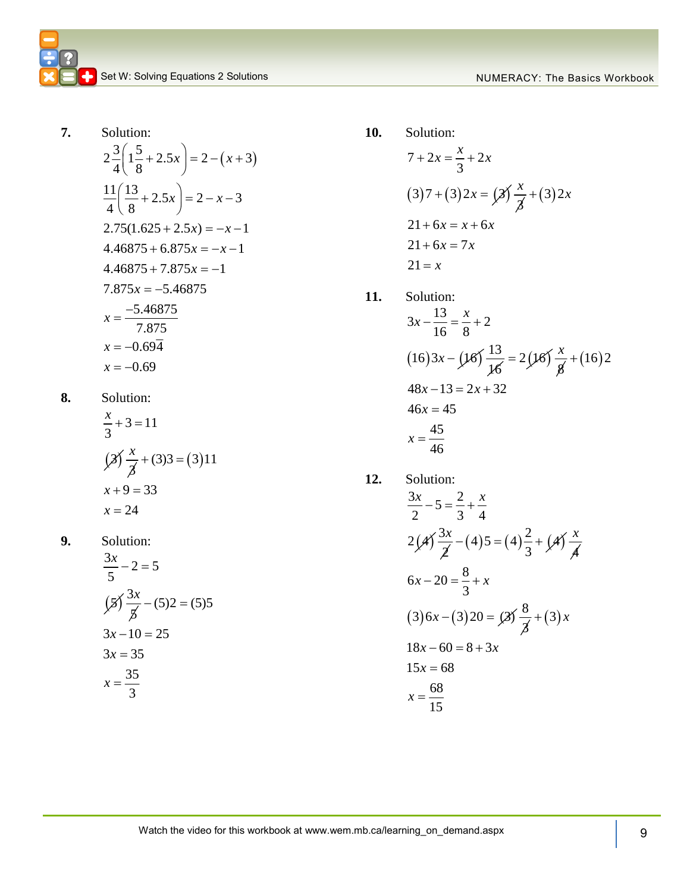**7.** Solution:

$$2\frac{3}{4}\left(1\frac{5}{8}+2.5x\right)=2-(x+3)$$

$$\frac{11}{4}\left(\frac{13}{8}+2.5x\right)=2-x-3$$

$$2.75(1.625+2.5x)=-x-1$$

$$4.46875+6.875x=-x-1$$

$$4.46875+7.875x=-1$$

$$7.875x=-5.46875$$

$$x=\frac{-5.46875}{7.875}$$

$$x=-0.69\overline{4}$$

$$x=-0.69$$

**8.** Solution:

$$\frac{x}{3}+3=11$$

$$(\cancel{3})\frac{x}{\cancel{3}}+(3)3=(3)11$$

$$x+9=33$$

$$x=24$$

**9.** Solution:

$$\frac{3x}{5}-2=5$$

$$(\cancel{5})\frac{3x}{\cancel{5}}-(5)2=(5)5$$

$$3x-10=25$$

$$3x=35$$

$$x=\frac{35}{3}$$

**10.** Solution:

$$7+2x=\frac{x}{3}+2x$$

$$(3)7+(3)2x=(\cancel{3})\frac{x}{\cancel{3}}+(3)2x$$

$$21+6x=x+6x$$

$$21+6x=7x$$

$$21=x$$

**11.** Solution:

$$3x-\frac{13}{16}=\frac{x}{8}+2$$

$$(16)3x-(\cancel{16})\frac{13}{\cancel{16}}=2(\cancel{16})\frac{x}{\cancel{8}}+(16)2$$

$$48x-13=2x+32$$

$$46x=45$$

$$x=\frac{45}{46}$$

**12.** Solution:

$$\frac{3x}{2}-5=\frac{2}{3}+\frac{x}{4}$$

$$2(\cancel{4})\frac{3x}{\cancel{2}}-(4)5=(4)\frac{2}{3}+(\cancel{4})\frac{x}{\cancel{4}}$$

$$6x-20=\frac{8}{3}+x$$

$$(3)6x-(3)20=(\cancel{3})\frac{8}{\cancel{3}}+(3)x$$

$$18x-60=8+3x$$

$$15x=68$$

$$x=\frac{68}{15}$$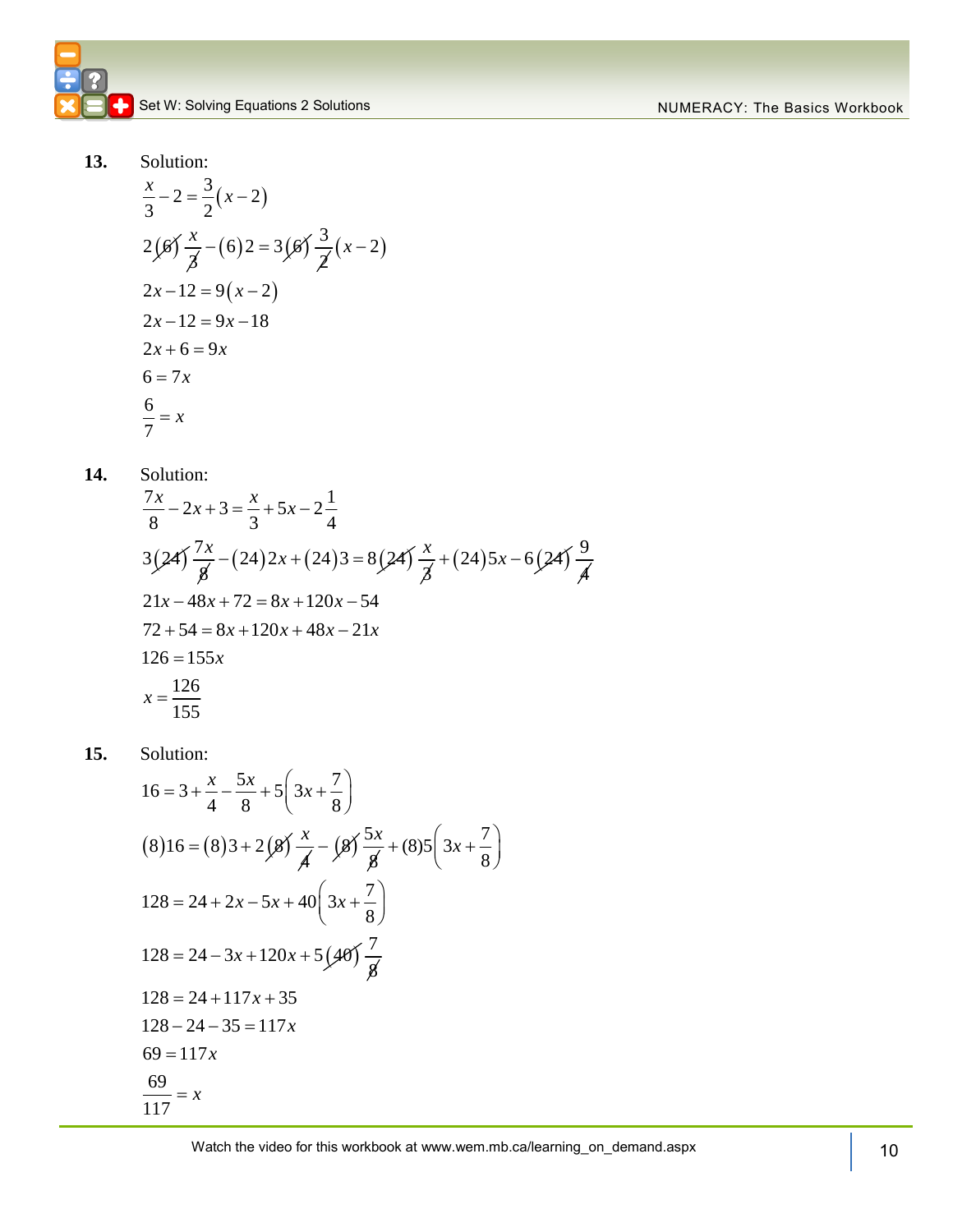**13.** Solution:

$$\frac{x}{3}-2=\frac{3}{2}(x-2)$$

$$2(\cancel{6})\frac{x}{\cancel{3}}-(6)2=3(\cancel{6})\frac{3}{\cancel{2}}(x-2)$$

$$2x-12=9(x-2)$$

$$2x-12=9x-18$$

$$2x+6=9x$$

$$6=7x$$

$$\frac{6}{7}=x$$

**14.** Solution:

$$\frac{7x}{8}-2x+3=\frac{x}{3}+5x-2\frac{1}{4}$$

$$3(\cancel{24})\frac{7x}{\cancel{8}}-(24)2x+(24)3=8(\cancel{24})\frac{x}{\cancel{3}}+(24)5x-6(\cancel{24})\frac{9}{\cancel{4}}$$

$$21x-48x+72=8x+120x-54$$

$$72+54=8x+120x+48x-21x$$

$$126=155x$$

$$x=\frac{126}{155}$$

**15.** Solution:

$$16=3+\frac{x}{4}-\frac{5x}{8}+5\left(3x+\frac{7}{8}\right)$$

$$(8)16=(8)3+2(\cancel{8})\frac{x}{\cancel{4}}-(\cancel{8})\frac{5x}{\cancel{8}}+(8)5\left(3x+\frac{7}{8}\right)$$

$$128=24+2x-5x+40\left(3x+\frac{7}{8}\right)$$

$$128=24-3x+120x+5(\cancel{40})\frac{7}{\cancel{8}}$$

$$128=24+117x+35$$

$$128-24-35=117x$$

$$69=117x$$

$$\frac{69}{117}=x$$

Watch the video for this workbook at www.wem.mb.ca/learning_on_demand.aspx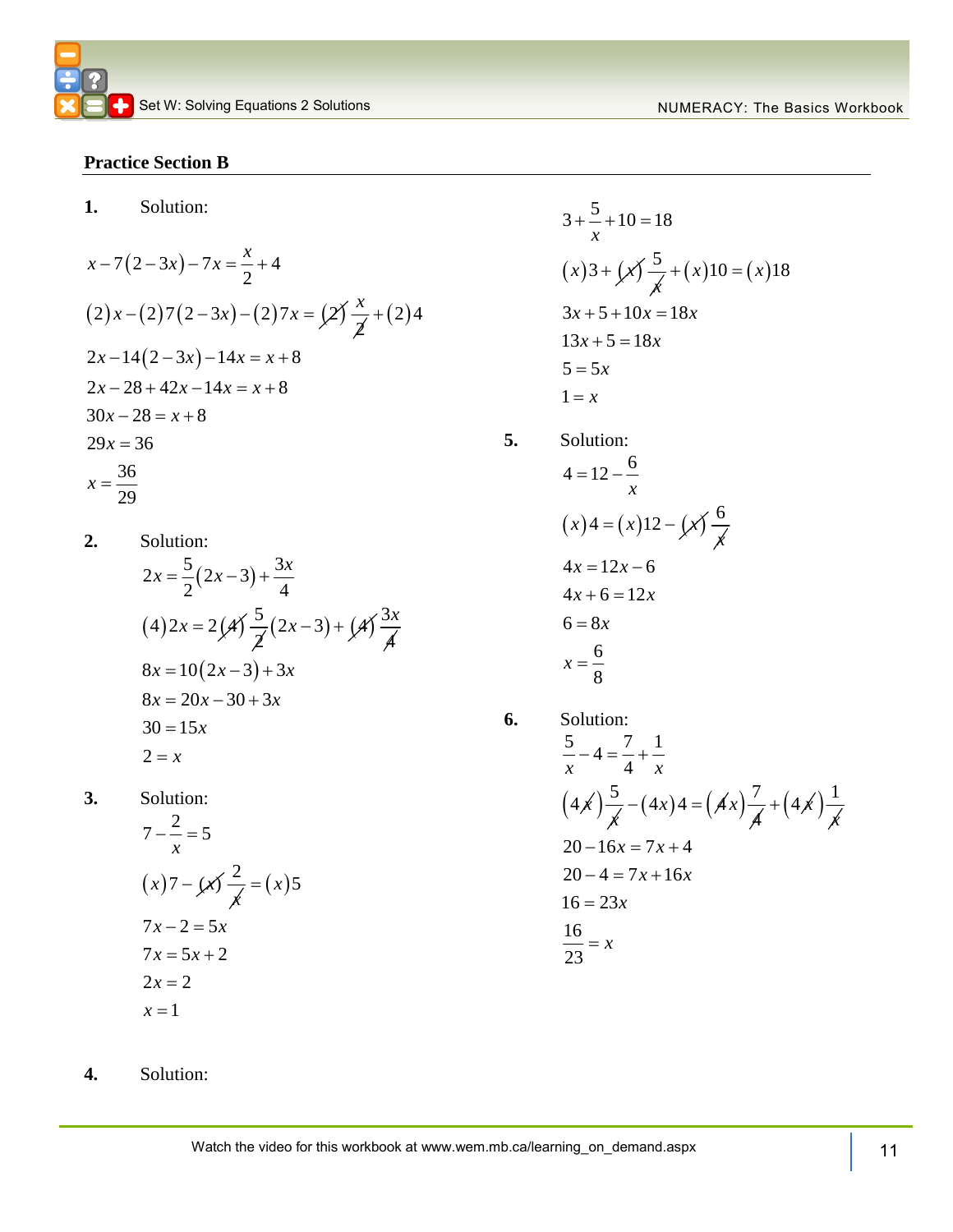## Practice Section B

**1.** Solution:

$$x-7(2-3x)-7x=\frac{x}{2}+4$$
$$(2)x-(2)7(2-3x)-(2)7x=\cancel{(2)}\frac{x}{\cancel{2}}+(2)4$$
$$2x-14(2-3x)-14x=x+8$$
$$2x-28+42x-14x=x+8$$
$$30x-28=x+8$$
$$29x=36$$
$$x=\frac{36}{29}$$

**2.** Solution:

$$2x=\frac{5}{2}(2x-3)+\frac{3x}{4}$$
$$(4)2x=2\cancel{(4)}\frac{5}{\cancel{2}}(2x-3)+\cancel{(4)}\frac{3x}{\cancel{4}}$$
$$8x=10(2x-3)+3x$$
$$8x=20x-30+3x$$
$$30=15x$$
$$2=x$$

**3.** Solution:

$$7-\frac{2}{x}=5$$
$$(x)7-\cancel{(x)}\frac{2}{\cancel{x}}=(x)5$$
$$7x-2=5x$$
$$7x=5x+2$$
$$2x=2$$
$$x=1$$

**4.** Solution:

$$3+\frac{5}{x}+10=18$$
$$(x)3+\cancel{(x)}\frac{5}{\cancel{x}}+(x)10=(x)18$$
$$3x+5+10x=18x$$
$$13x+5=18x$$
$$5=5x$$
$$1=x$$

**5.** Solution:

$$4=12-\frac{6}{x}$$
$$(x)4=(x)12-\cancel{(x)}\frac{6}{\cancel{x}}$$
$$4x=12x-6$$
$$4x+6=12x$$
$$6=8x$$
$$x=\frac{6}{8}$$

**6.** Solution:

$$\frac{5}{x}-4=\frac{7}{4}+\frac{1}{x}$$
$$(4\cancel{x})\frac{5}{\cancel{x}}-(4x)4=(\cancel{4}x)\frac{7}{\cancel{4}}+(4\cancel{x})\frac{1}{\cancel{x}}$$
$$20-16x=7x+4$$
$$20-4=7x+16x$$
$$16=23x$$
$$\frac{16}{23}=x$$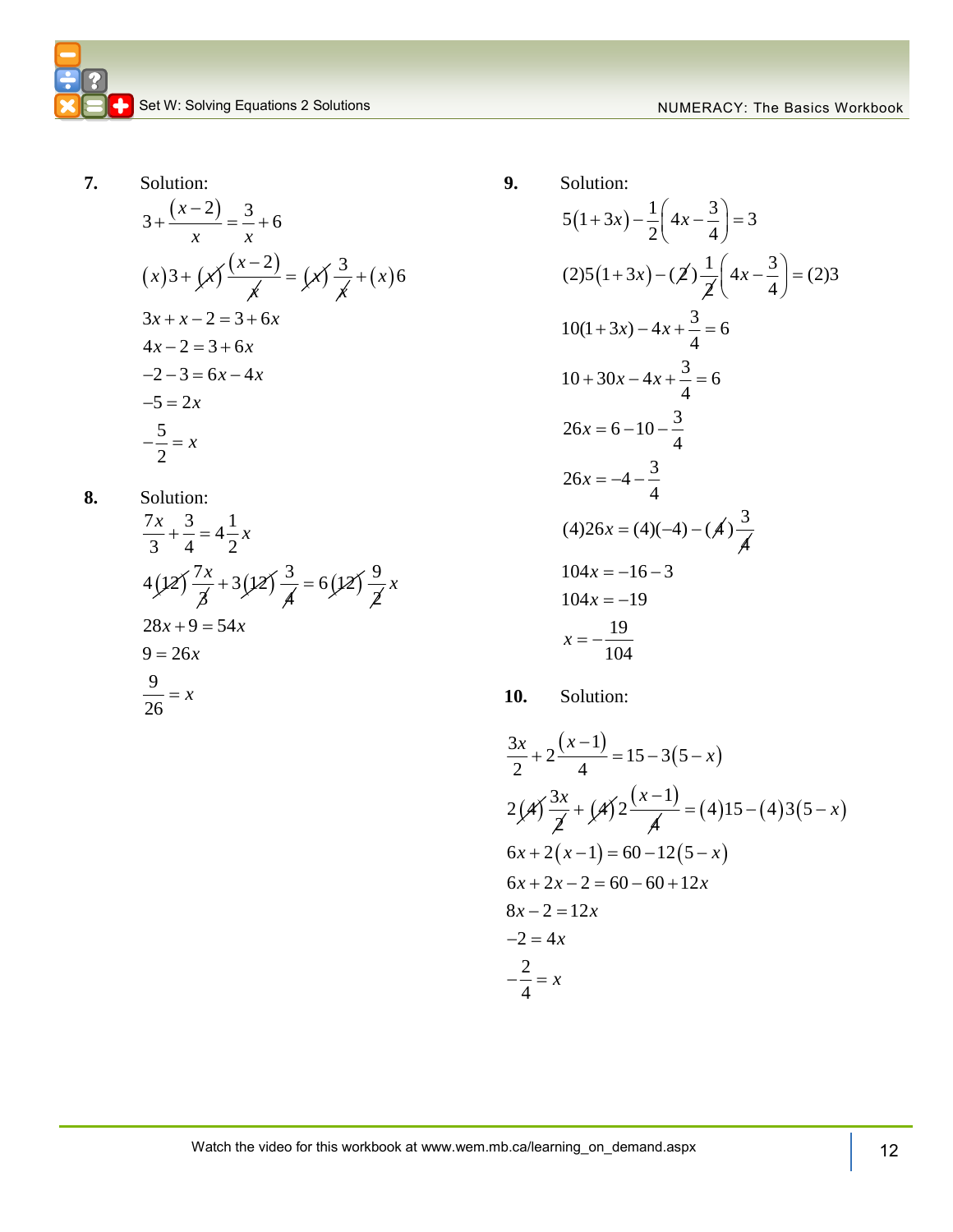**7.** Solution:

$$3+\frac{(x-2)}{x}=\frac{3}{x}+6$$

$$(x)3+\cancel{(x)}\frac{(x-2)}{\cancel{x}}=\cancel{(x)}\frac{3}{\cancel{x}}+(x)6$$

$$3x+x-2=3+6x$$

$$4x-2=3+6x$$

$$-2-3=6x-4x$$

$$-5=2x$$

$$-\frac{5}{2}=x$$

**8.** Solution:

$$\frac{7x}{3}+\frac{3}{4}=4\frac{1}{2}x$$

$$4\cancel{(12)}\frac{7x}{\cancel{3}}+3\cancel{(12)}\frac{3}{\cancel{4}}=6\cancel{(12)}\frac{9}{\cancel{2}}x$$

$$28x+9=54x$$

$$9=26x$$

$$\frac{9}{26}=x$$

**9.** Solution:

$$5(1+3x)-\frac{1}{2}\left(4x-\frac{3}{4}\right)=3$$

$$(2)5(1+3x)-\cancel{(2)}\frac{1}{\cancel{2}}\left(4x-\frac{3}{4}\right)=(2)3$$

$$10(1+3x)-4x+\frac{3}{4}=6$$

$$10+30x-4x+\frac{3}{4}=6$$

$$26x=6-10-\frac{3}{4}$$

$$26x=-4-\frac{3}{4}$$

$$(4)26x=(4)(-4)-\cancel{(4)}\frac{3}{\cancel{4}}$$

$$104x=-16-3$$

$$104x=-19$$

$$x=-\frac{19}{104}$$

**10.** Solution:

$$\frac{3x}{2}+2\frac{(x-1)}{4}=15-3(5-x)$$

$$2\cancel{(4)}\frac{3x}{\cancel{2}}+\cancel{(4)}2\frac{(x-1)}{\cancel{4}}=(4)15-(4)3(5-x)$$

$$6x+2(x-1)=60-12(5-x)$$

$$6x+2x-2=60-60+12x$$

$$8x-2=12x$$

$$-2=4x$$

$$-\frac{2}{4}=x$$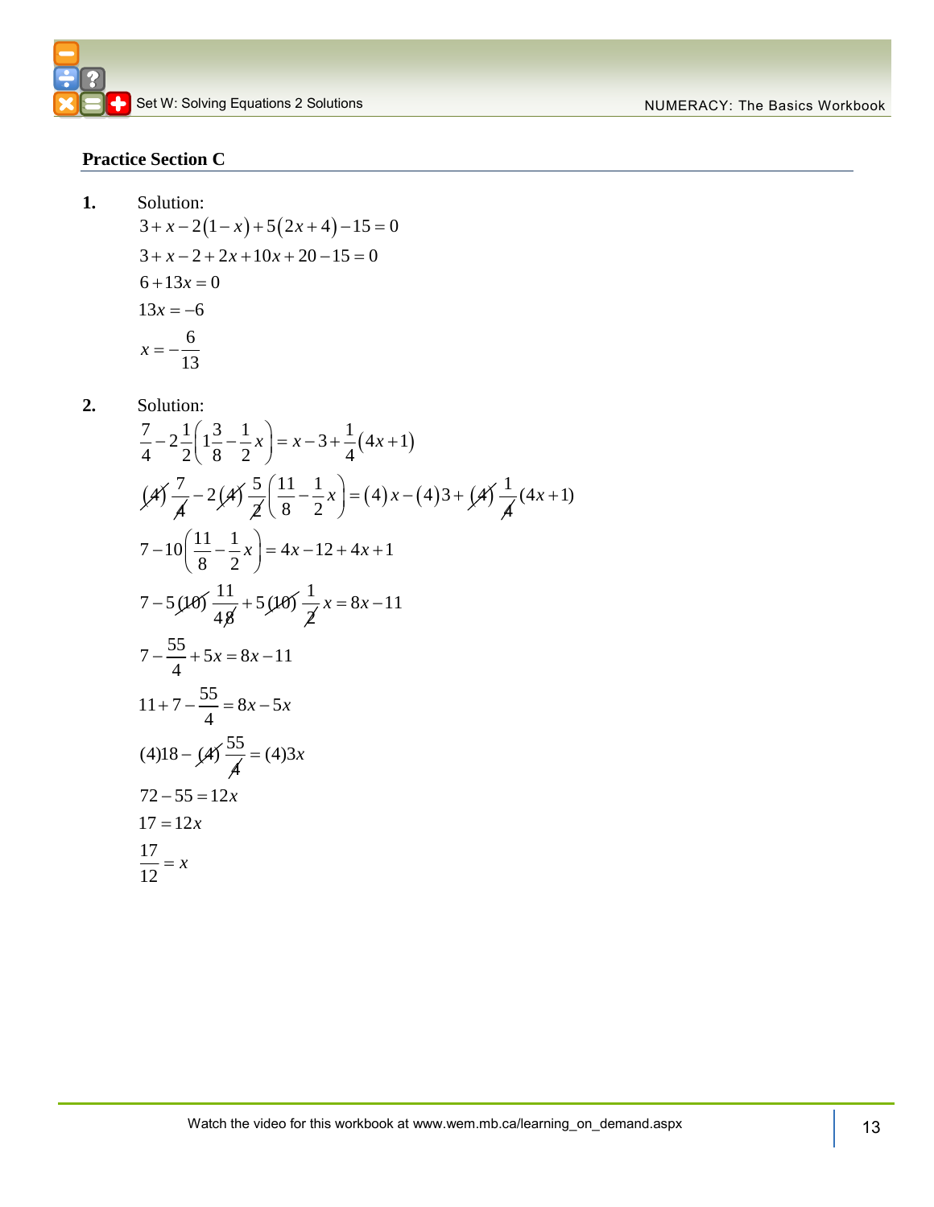## Practice Section C

**1.** Solution:

$$3 + x - 2(1 - x) + 5(2x + 4) - 15 = 0$$

$$3 + x - 2 + 2x + 10x + 20 - 15 = 0$$

$$6 + 13x = 0$$

$$13x = -6$$

$$x = -\frac{6}{13}$$

**2.** Solution:

$$\frac{7}{4} - 2\frac{1}{2}\left(1\frac{3}{8} - \frac{1}{2}x\right) = x - 3 + \frac{1}{4}(4x + 1)$$

$$(\cancel{4})\frac{7}{\cancel{4}} - 2(\cancel{4})\frac{5}{\cancel{2}}\left(\frac{11}{8} - \frac{1}{2}x\right) = (4)x - (4)3 + (\cancel{4})\frac{1}{\cancel{4}}(4x + 1)$$

$$7 - 10\left(\frac{11}{8} - \frac{1}{2}x\right) = 4x - 12 + 4x + 1$$

$$7 - 5(\cancel{10})\frac{11}{4\cancel{8}} + 5(\cancel{10})\frac{1}{\cancel{2}}x = 8x - 11$$

$$7 - \frac{55}{4} + 5x = 8x - 11$$

$$11 + 7 - \frac{55}{4} = 8x - 5x$$

$$(4)18 - (\cancel{4})\frac{55}{\cancel{4}} = (4)3x$$

$$72 - 55 = 12x$$

$$17 = 12x$$

$$\frac{17}{12} = x$$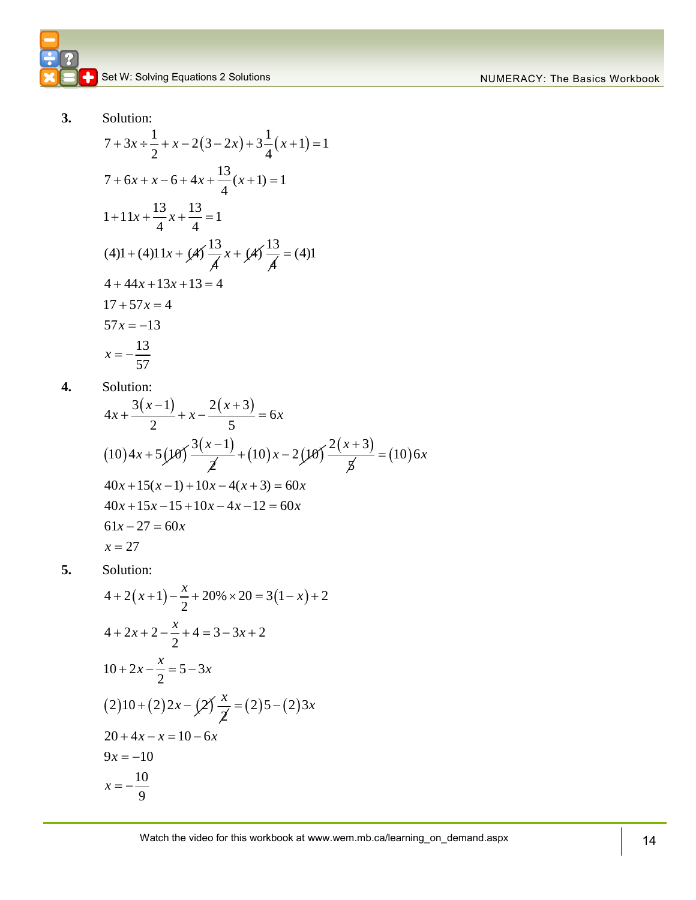**3.** Solution:

$$7+3x\div\frac{1}{2}+x-2(3-2x)+3\frac{1}{4}(x+1)=1$$

$$7+6x+x-6+4x+\frac{13}{4}(x+1)=1$$

$$1+11x+\frac{13}{4}x+\frac{13}{4}=1$$

$$(4)1+(4)11x+\cancel{(4)}\frac{13}{\cancel{4}}x+\cancel{(4)}\frac{13}{\cancel{4}}=(4)1$$

$$4+44x+13x+13=4$$

$$17+57x=4$$

$$57x=-13$$

$$x=-\frac{13}{57}$$

**4.** Solution:

$$4x+\frac{3(x-1)}{2}+x-\frac{2(x+3)}{5}=6x$$

$$(10)4x+5\cancel{(10)}\frac{3(x-1)}{\cancel{2}}+(10)x-2\cancel{(10)}\frac{2(x+3)}{\cancel{5}}=(10)6x$$

$$40x+15(x-1)+10x-4(x+3)=60x$$

$$40x+15x-15+10x-4x-12=60x$$

$$61x-27=60x$$

$$x=27$$

**5.** Solution:

$$4+2(x+1)-\frac{x}{2}+20\%\times 20=3(1-x)+2$$

$$4+2x+2-\frac{x}{2}+4=3-3x+2$$

$$10+2x-\frac{x}{2}=5-3x$$

$$(2)10+(2)2x-\cancel{(2)}\frac{x}{\cancel{2}}=(2)5-(2)3x$$

$$20+4x-x=10-6x$$

$$9x=-10$$

$$x=-\frac{10}{9}$$

Watch the video for this workbook at www.wem.mb.ca/learning_on_demand.aspx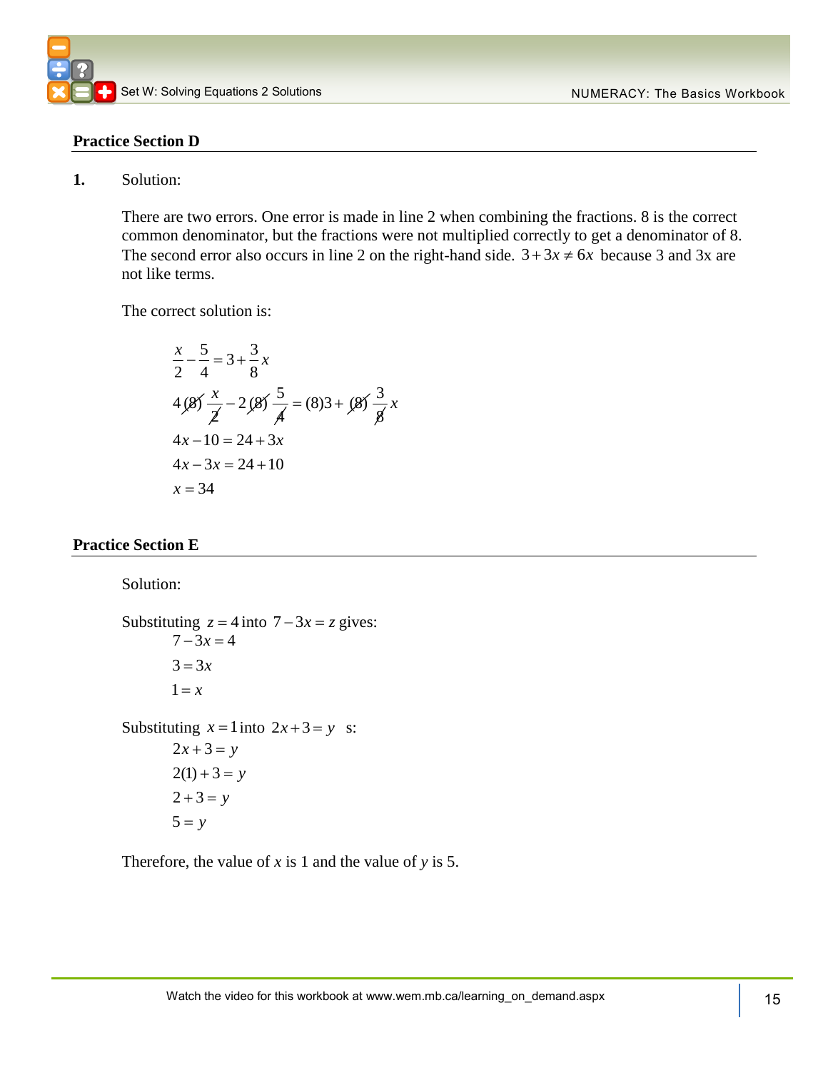## Practice Section D

**1.** Solution:

There are two errors. One error is made in line 2 when combining the fractions. 8 is the correct common denominator, but the fractions were not multiplied correctly to get a denominator of 8. The second error also occurs in line 2 on the right-hand side. $3 + 3x \neq 6x$ because 3 and 3x are not like terms.

The correct solution is:

$$\frac{x}{2} - \frac{5}{4} = 3 + \frac{3}{8}x$$

$$4\cancel{(8)}\frac{x}{\cancel{2}} - 2\cancel{(8)}\frac{5}{\cancel{4}} = (8)3 + \cancel{(8)}\frac{3}{\cancel{8}}x$$

$$4x - 10 = 24 + 3x$$

$$4x - 3x = 24 + 10$$

$$x = 34$$

## Practice Section E

Solution:

Substituting $z = 4$ into $7 - 3x = z$ gives:

$$7 - 3x = 4$$

$$3 = 3x$$

$$1 = x$$

Substituting $x = 1$ into $2x + 3 = y$ s:

$$2x + 3 = y$$

$$2(1) + 3 = y$$

$$2 + 3 = y$$

$$5 = y$$

Therefore, the value of $x$ is 1 and the value of $y$ is 5.